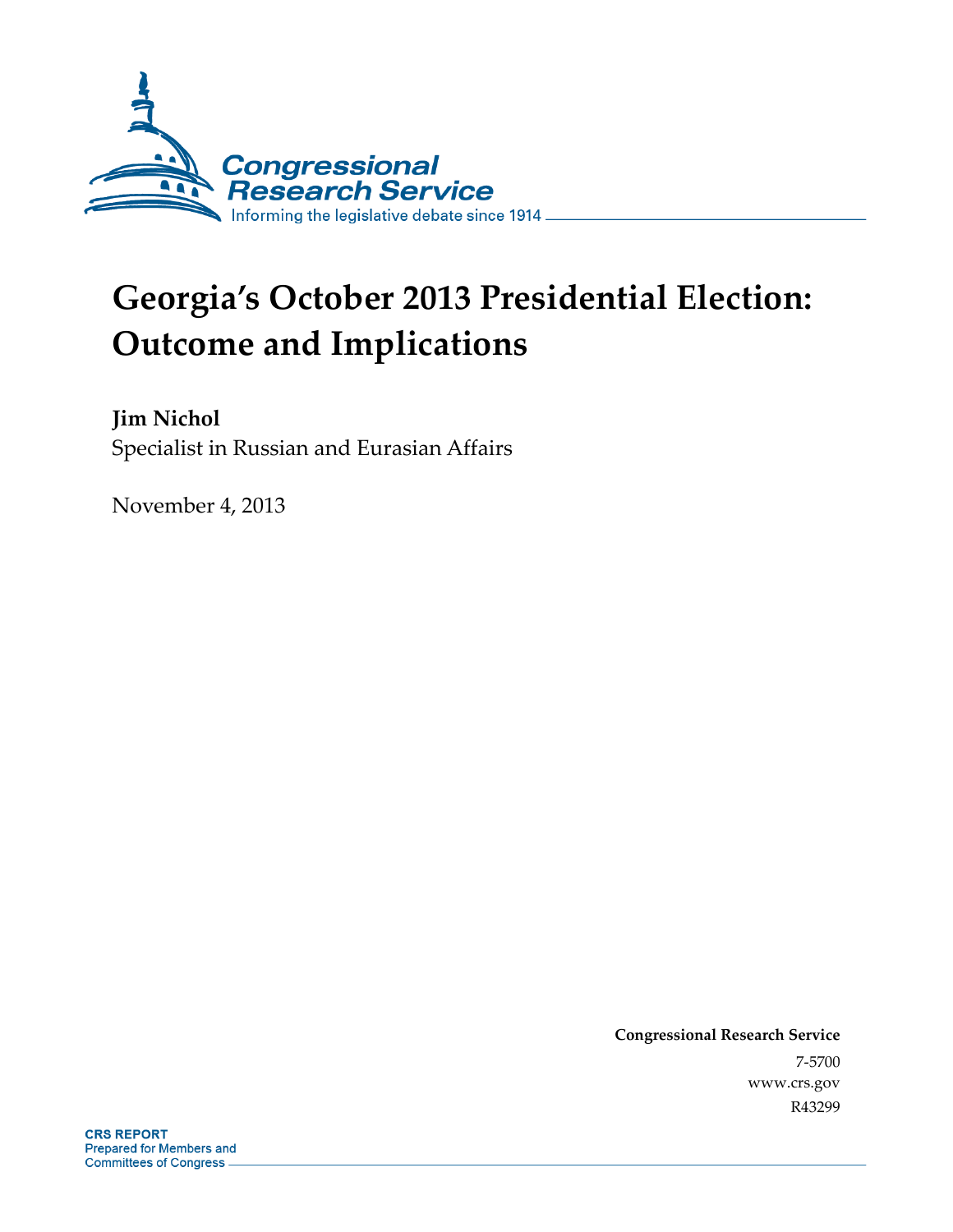Congressional Research Service

Informing the legislative debate since 1914

# Georgia's October 2013 Presidential Election: Outcome and Implications

**Jim Nichol**

Specialist in Russian and Eurasian Affairs

November 4, 2013

**Congressional Research Service**

7-5700

www.crs.gov

R43299

**CRS REPORT**

Prepared for Members and Committees of Congress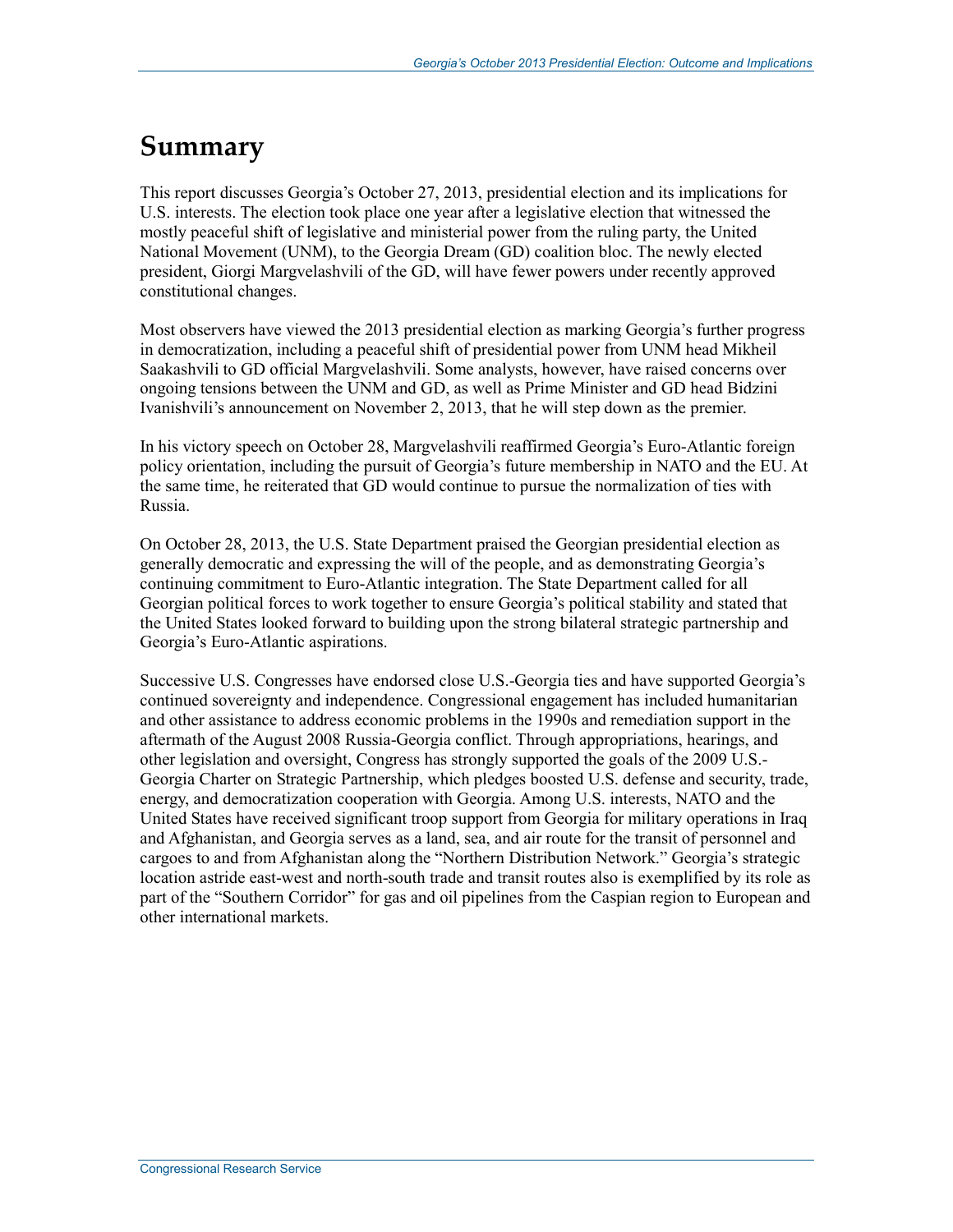# Summary

This report discusses Georgia's October 27, 2013, presidential election and its implications for U.S. interests. The election took place one year after a legislative election that witnessed the mostly peaceful shift of legislative and ministerial power from the ruling party, the United National Movement (UNM), to the Georgia Dream (GD) coalition bloc. The newly elected president, Giorgi Margvelashvili of the GD, will have fewer powers under recently approved constitutional changes.

Most observers have viewed the 2013 presidential election as marking Georgia's further progress in democratization, including a peaceful shift of presidential power from UNM head Mikheil Saakashvili to GD official Margvelashvili. Some analysts, however, have raised concerns over ongoing tensions between the UNM and GD, as well as Prime Minister and GD head Bidzini Ivanishvili's announcement on November 2, 2013, that he will step down as the premier.

In his victory speech on October 28, Margvelashvili reaffirmed Georgia's Euro-Atlantic foreign policy orientation, including the pursuit of Georgia's future membership in NATO and the EU. At the same time, he reiterated that GD would continue to pursue the normalization of ties with Russia.

On October 28, 2013, the U.S. State Department praised the Georgian presidential election as generally democratic and expressing the will of the people, and as demonstrating Georgia's continuing commitment to Euro-Atlantic integration. The State Department called for all Georgian political forces to work together to ensure Georgia's political stability and stated that the United States looked forward to building upon the strong bilateral strategic partnership and Georgia's Euro-Atlantic aspirations.

Successive U.S. Congresses have endorsed close U.S.-Georgia ties and have supported Georgia's continued sovereignty and independence. Congressional engagement has included humanitarian and other assistance to address economic problems in the 1990s and remediation support in the aftermath of the August 2008 Russia-Georgia conflict. Through appropriations, hearings, and other legislation and oversight, Congress has strongly supported the goals of the 2009 U.S.-Georgia Charter on Strategic Partnership, which pledges boosted U.S. defense and security, trade, energy, and democratization cooperation with Georgia. Among U.S. interests, NATO and the United States have received significant troop support from Georgia for military operations in Iraq and Afghanistan, and Georgia serves as a land, sea, and air route for the transit of personnel and cargoes to and from Afghanistan along the "Northern Distribution Network." Georgia's strategic location astride east-west and north-south trade and transit routes also is exemplified by its role as part of the "Southern Corridor" for gas and oil pipelines from the Caspian region to European and other international markets.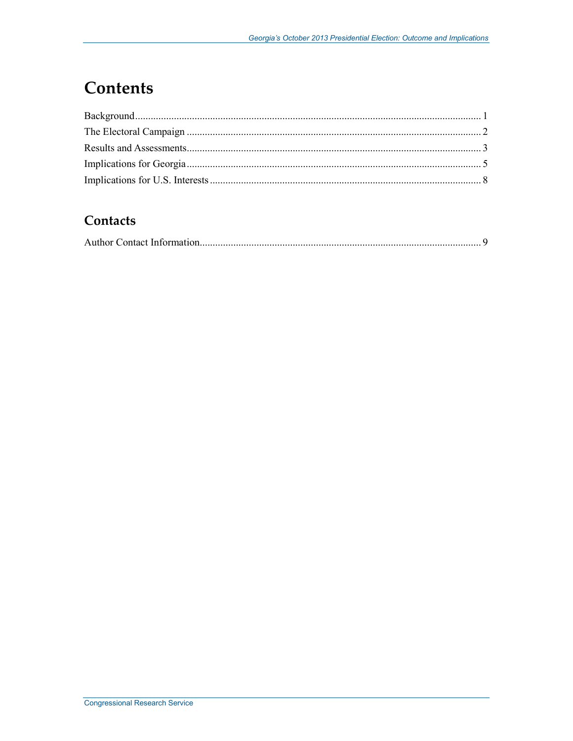# Contents

Background ..................................................................................................................................... 1

The Electoral Campaign ................................................................................................................. 2

Results and Assessments................................................................................................................. 3

Implications for Georgia ................................................................................................................. 5

Implications for U.S. Interests ........................................................................................................ 8

## Contacts

Author Contact Information............................................................................................................ 9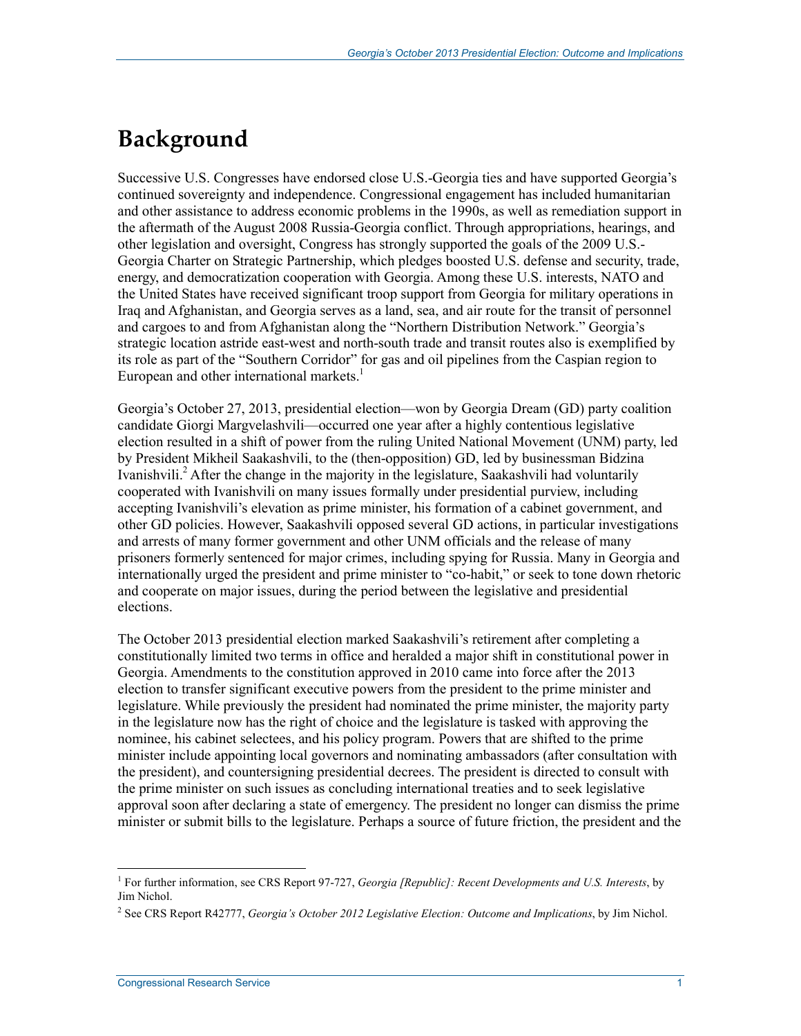# Background

Successive U.S. Congresses have endorsed close U.S.-Georgia ties and have supported Georgia's continued sovereignty and independence. Congressional engagement has included humanitarian and other assistance to address economic problems in the 1990s, as well as remediation support in the aftermath of the August 2008 Russia-Georgia conflict. Through appropriations, hearings, and other legislation and oversight, Congress has strongly supported the goals of the 2009 U.S.-Georgia Charter on Strategic Partnership, which pledges boosted U.S. defense and security, trade, energy, and democratization cooperation with Georgia. Among these U.S. interests, NATO and the United States have received significant troop support from Georgia for military operations in Iraq and Afghanistan, and Georgia serves as a land, sea, and air route for the transit of personnel and cargoes to and from Afghanistan along the "Northern Distribution Network." Georgia's strategic location astride east-west and north-south trade and transit routes also is exemplified by its role as part of the "Southern Corridor" for gas and oil pipelines from the Caspian region to European and other international markets.[1]

Georgia's October 27, 2013, presidential election—won by Georgia Dream (GD) party coalition candidate Giorgi Margvelashvili—occurred one year after a highly contentious legislative election resulted in a shift of power from the ruling United National Movement (UNM) party, led by President Mikheil Saakashvili, to the (then-opposition) GD, led by businessman Bidzina Ivanishvili.[2] After the change in the majority in the legislature, Saakashvili had voluntarily cooperated with Ivanishvili on many issues formally under presidential purview, including accepting Ivanishvili's elevation as prime minister, his formation of a cabinet government, and other GD policies. However, Saakashvili opposed several GD actions, in particular investigations and arrests of many former government and other UNM officials and the release of many prisoners formerly sentenced for major crimes, including spying for Russia. Many in Georgia and internationally urged the president and prime minister to "co-habit," or seek to tone down rhetoric and cooperate on major issues, during the period between the legislative and presidential elections.

The October 2013 presidential election marked Saakashvili's retirement after completing a constitutionally limited two terms in office and heralded a major shift in constitutional power in Georgia. Amendments to the constitution approved in 2010 came into force after the 2013 election to transfer significant executive powers from the president to the prime minister and legislature. While previously the president had nominated the prime minister, the majority party in the legislature now has the right of choice and the legislature is tasked with approving the nominee, his cabinet selectees, and his policy program. Powers that are shifted to the prime minister include appointing local governors and nominating ambassadors (after consultation with the president), and countersigning presidential decrees. The president is directed to consult with the prime minister on such issues as concluding international treaties and to seek legislative approval soon after declaring a state of emergency. The president no longer can dismiss the prime minister or submit bills to the legislature. Perhaps a source of future friction, the president and the

---

[1] For further information, see CRS Report 97-727, *Georgia [Republic]: Recent Developments and U.S. Interests*, by Jim Nichol.

[2] See CRS Report R42777, *Georgia's October 2012 Legislative Election: Outcome and Implications*, by Jim Nichol.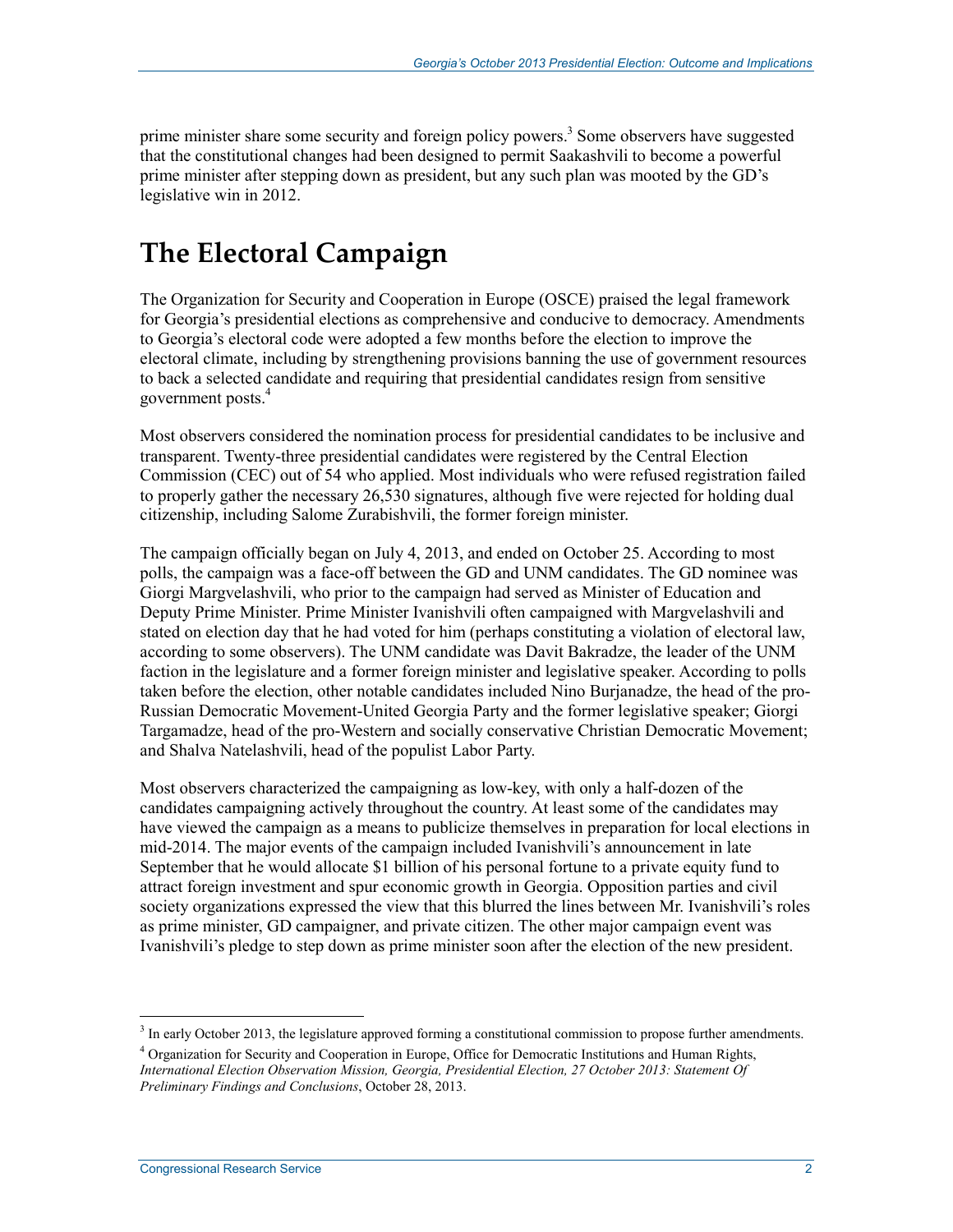prime minister share some security and foreign policy powers.[3] Some observers have suggested that the constitutional changes had been designed to permit Saakashvili to become a powerful prime minister after stepping down as president, but any such plan was mooted by the GD's legislative win in 2012.

# The Electoral Campaign

The Organization for Security and Cooperation in Europe (OSCE) praised the legal framework for Georgia's presidential elections as comprehensive and conducive to democracy. Amendments to Georgia's electoral code were adopted a few months before the election to improve the electoral climate, including by strengthening provisions banning the use of government resources to back a selected candidate and requiring that presidential candidates resign from sensitive government posts.[4]

Most observers considered the nomination process for presidential candidates to be inclusive and transparent. Twenty-three presidential candidates were registered by the Central Election Commission (CEC) out of 54 who applied. Most individuals who were refused registration failed to properly gather the necessary 26,530 signatures, although five were rejected for holding dual citizenship, including Salome Zurabishvili, the former foreign minister.

The campaign officially began on July 4, 2013, and ended on October 25. According to most polls, the campaign was a face-off between the GD and UNM candidates. The GD nominee was Giorgi Margvelashvili, who prior to the campaign had served as Minister of Education and Deputy Prime Minister. Prime Minister Ivanishvili often campaigned with Margvelashvili and stated on election day that he had voted for him (perhaps constituting a violation of electoral law, according to some observers). The UNM candidate was Davit Bakradze, the leader of the UNM faction in the legislature and a former foreign minister and legislative speaker. According to polls taken before the election, other notable candidates included Nino Burjanadze, the head of the pro-Russian Democratic Movement-United Georgia Party and the former legislative speaker; Giorgi Targamadze, head of the pro-Western and socially conservative Christian Democratic Movement; and Shalva Natelashvili, head of the populist Labor Party.

Most observers characterized the campaigning as low-key, with only a half-dozen of the candidates campaigning actively throughout the country. At least some of the candidates may have viewed the campaign as a means to publicize themselves in preparation for local elections in mid-2014. The major events of the campaign included Ivanishvili's announcement in late September that he would allocate $1 billion of his personal fortune to a private equity fund to attract foreign investment and spur economic growth in Georgia. Opposition parties and civil society organizations expressed the view that this blurred the lines between Mr. Ivanishvili's roles as prime minister, GD campaigner, and private citizen. The other major campaign event was Ivanishvili's pledge to step down as prime minister soon after the election of the new president.

[3] In early October 2013, the legislature approved forming a constitutional commission to propose further amendments.

[4] Organization for Security and Cooperation in Europe, Office for Democratic Institutions and Human Rights, *International Election Observation Mission, Georgia, Presidential Election, 27 October 2013: Statement Of Preliminary Findings and Conclusions*, October 28, 2013.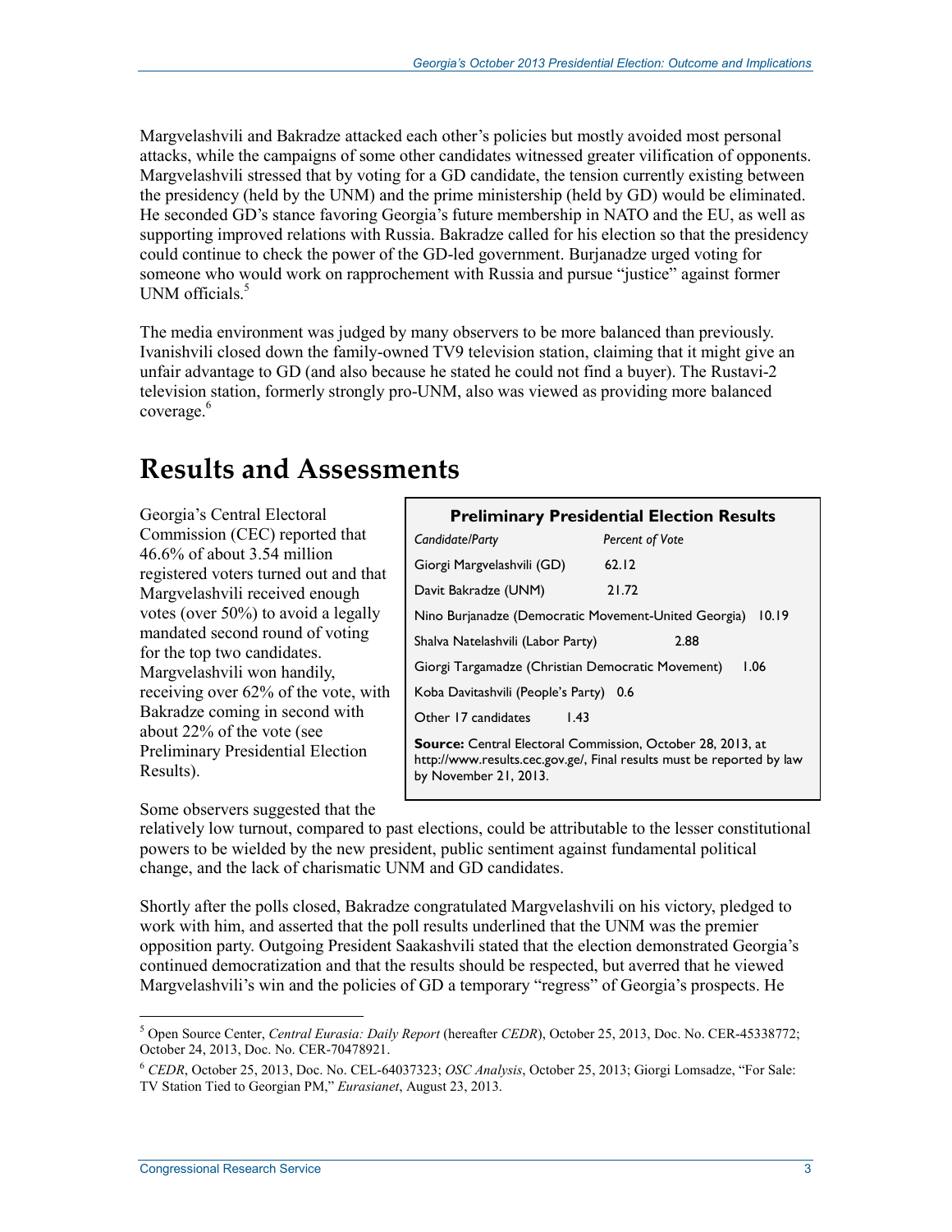Margvelashvili and Bakradze attacked each other's policies but mostly avoided most personal attacks, while the campaigns of some other candidates witnessed greater vilification of opponents. Margvelashvili stressed that by voting for a GD candidate, the tension currently existing between the presidency (held by the UNM) and the prime ministership (held by GD) would be eliminated. He seconded GD's stance favoring Georgia's future membership in NATO and the EU, as well as supporting improved relations with Russia. Bakradze called for his election so that the presidency could continue to check the power of the GD-led government. Burjanadze urged voting for someone who would work on rapprochement with Russia and pursue "justice" against former UNM officials.[5]

The media environment was judged by many observers to be more balanced than previously. Ivanishvili closed down the family-owned TV9 television station, claiming that it might give an unfair advantage to GD (and also because he stated he could not find a buyer). The Rustavi-2 television station, formerly strongly pro-UNM, also was viewed as providing more balanced coverage.[6]

# Results and Assessments

Georgia's Central Electoral Commission (CEC) reported that 46.6% of about 3.54 million registered voters turned out and that Margvelashvili received enough votes (over 50%) to avoid a legally mandated second round of voting for the top two candidates. Margvelashvili won handily, receiving over 62% of the vote, with Bakradze coming in second with about 22% of the vote (see Preliminary Presidential Election Results).

**Preliminary Presidential Election Results**

| *Candidate/Party* | *Percent of Vote* |
|---|---|
| Giorgi Margvelashvili (GD) | 62.12 |
| Davit Bakradze (UNM) | 21.72 |
| Nino Burjanadze (Democratic Movement-United Georgia) | 10.19 |
| Shalva Natelashvili (Labor Party) | 2.88 |
| Giorgi Targamadze (Christian Democratic Movement) | 1.06 |
| Koba Davitashvili (People's Party) | 0.6 |
| Other 17 candidates | 1.43 |

**Source:** Central Electoral Commission, October 28, 2013, at http://www.results.cec.gov.ge/, Final results must be reported by law by November 21, 2013.

Some observers suggested that the relatively low turnout, compared to past elections, could be attributable to the lesser constitutional powers to be wielded by the new president, public sentiment against fundamental political change, and the lack of charismatic UNM and GD candidates.

Shortly after the polls closed, Bakradze congratulated Margvelashvili on his victory, pledged to work with him, and asserted that the poll results underlined that the UNM was the premier opposition party. Outgoing President Saakashvili stated that the election demonstrated Georgia's continued democratization and that the results should be respected, but averred that he viewed Margvelashvili's win and the policies of GD a temporary "regress" of Georgia's prospects. He

---

[5] Open Source Center, *Central Eurasia: Daily Report* (hereafter *CEDR*), October 25, 2013, Doc. No. CER-45338772; October 24, 2013, Doc. No. CER-70478921.

[6] *CEDR*, October 25, 2013, Doc. No. CEL-64037323; *OSC Analysis*, October 25, 2013; Giorgi Lomsadze, "For Sale: TV Station Tied to Georgian PM," *Eurasianet*, August 23, 2013.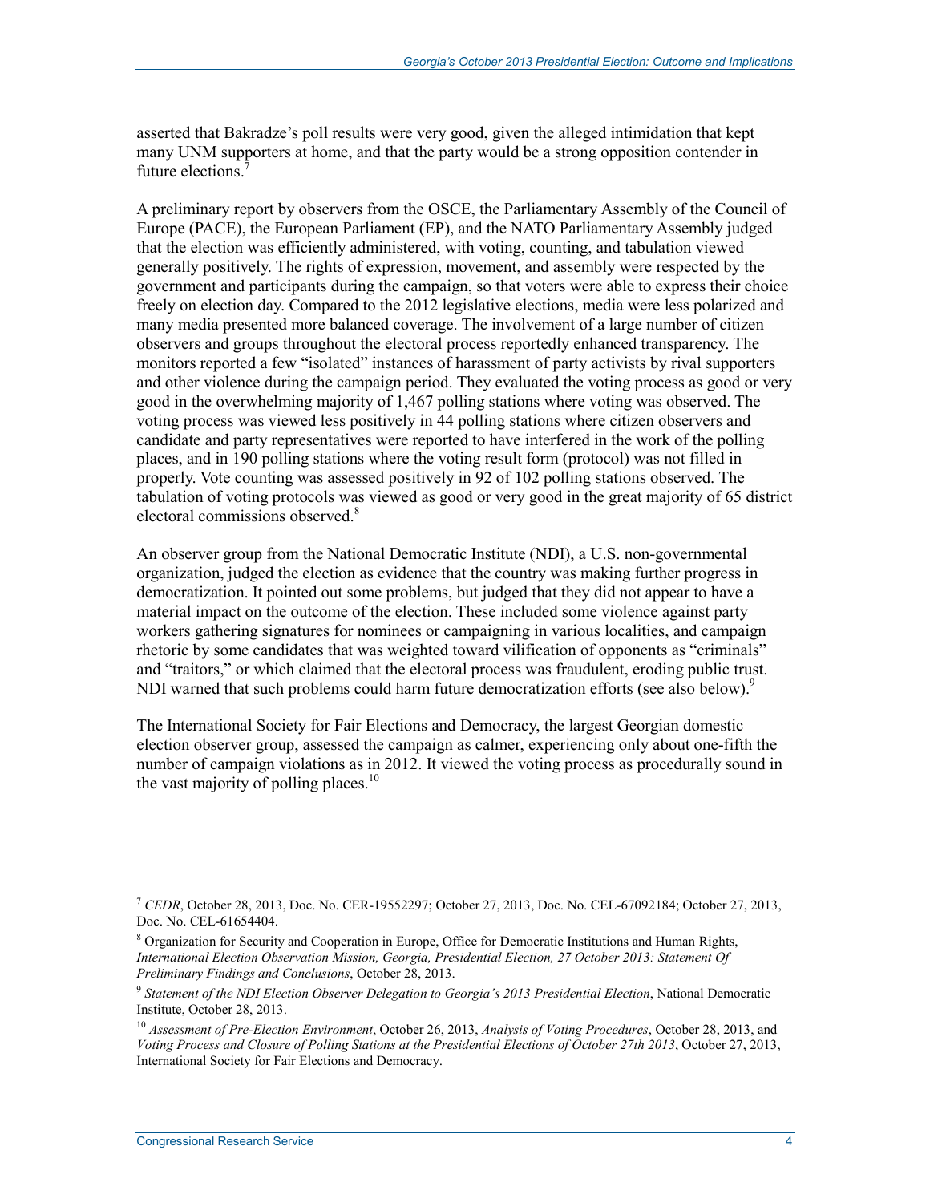asserted that Bakradze's poll results were very good, given the alleged intimidation that kept many UNM supporters at home, and that the party would be a strong opposition contender in future elections.[7]

A preliminary report by observers from the OSCE, the Parliamentary Assembly of the Council of Europe (PACE), the European Parliament (EP), and the NATO Parliamentary Assembly judged that the election was efficiently administered, with voting, counting, and tabulation viewed generally positively. The rights of expression, movement, and assembly were respected by the government and participants during the campaign, so that voters were able to express their choice freely on election day. Compared to the 2012 legislative elections, media were less polarized and many media presented more balanced coverage. The involvement of a large number of citizen observers and groups throughout the electoral process reportedly enhanced transparency. The monitors reported a few "isolated" instances of harassment of party activists by rival supporters and other violence during the campaign period. They evaluated the voting process as good or very good in the overwhelming majority of 1,467 polling stations where voting was observed. The voting process was viewed less positively in 44 polling stations where citizen observers and candidate and party representatives were reported to have interfered in the work of the polling places, and in 190 polling stations where the voting result form (protocol) was not filled in properly. Vote counting was assessed positively in 92 of 102 polling stations observed. The tabulation of voting protocols was viewed as good or very good in the great majority of 65 district electoral commissions observed.[8]

An observer group from the National Democratic Institute (NDI), a U.S. non-governmental organization, judged the election as evidence that the country was making further progress in democratization. It pointed out some problems, but judged that they did not appear to have a material impact on the outcome of the election. These included some violence against party workers gathering signatures for nominees or campaigning in various localities, and campaign rhetoric by some candidates that was weighted toward vilification of opponents as "criminals" and "traitors," or which claimed that the electoral process was fraudulent, eroding public trust. NDI warned that such problems could harm future democratization efforts (see also below).[9]

The International Society for Fair Elections and Democracy, the largest Georgian domestic election observer group, assessed the campaign as calmer, experiencing only about one-fifth the number of campaign violations as in 2012. It viewed the voting process as procedurally sound in the vast majority of polling places.[10]

---

[7] *CEDR*, October 28, 2013, Doc. No. CER-19552297; October 27, 2013, Doc. No. CEL-67092184; October 27, 2013, Doc. No. CEL-61654404.

[8] Organization for Security and Cooperation in Europe, Office for Democratic Institutions and Human Rights, *International Election Observation Mission, Georgia, Presidential Election, 27 October 2013: Statement Of Preliminary Findings and Conclusions*, October 28, 2013.

[9] *Statement of the NDI Election Observer Delegation to Georgia's 2013 Presidential Election*, National Democratic Institute, October 28, 2013.

[10] *Assessment of Pre-Election Environment*, October 26, 2013, *Analysis of Voting Procedures*, October 28, 2013, and *Voting Process and Closure of Polling Stations at the Presidential Elections of October 27th 2013*, October 27, 2013, International Society for Fair Elections and Democracy.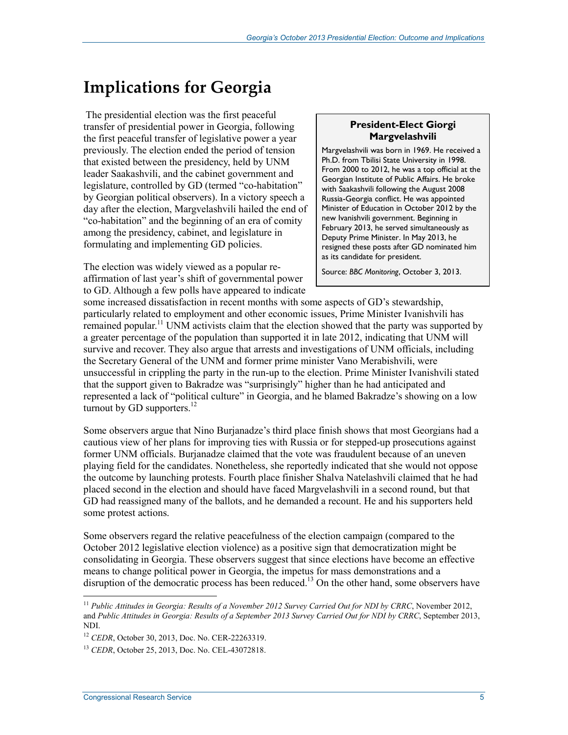# Implications for Georgia

The presidential election was the first peaceful transfer of presidential power in Georgia, following the first peaceful transfer of legislative power a year previously. The election ended the period of tension that existed between the presidency, held by UNM leader Saakashvili, and the cabinet government and legislature, controlled by GD (termed "co-habitation" by Georgian political observers). In a victory speech a day after the election, Margvelashvili hailed the end of "co-habitation" and the beginning of an era of comity among the presidency, cabinet, and legislature in formulating and implementing GD policies.

> **President-Elect Giorgi Margvelashvili**
>
> Margvelashvili was born in 1969. He received a Ph.D. from Tbilisi State University in 1998. From 2000 to 2012, he was a top official at the Georgian Institute of Public Affairs. He broke with Saakashvili following the August 2008 Russia-Georgia conflict. He was appointed Minister of Education in October 2012 by the new Ivanishvili government. Beginning in February 2013, he served simultaneously as Deputy Prime Minister. In May 2013, he resigned these posts after GD nominated him as its candidate for president.
>
> Source: *BBC Monitoring*, October 3, 2013.

The election was widely viewed as a popular re-affirmation of last year's shift of governmental power to GD. Although a few polls have appeared to indicate some increased dissatisfaction in recent months with some aspects of GD's stewardship, particularly related to employment and other economic issues, Prime Minister Ivanishvili has remained popular.[11] UNM activists claim that the election showed that the party was supported by a greater percentage of the population than supported it in late 2012, indicating that UNM will survive and recover. They also argue that arrests and investigations of UNM officials, including the Secretary General of the UNM and former prime minister Vano Merabishvili, were unsuccessful in crippling the party in the run-up to the election. Prime Minister Ivanishvili stated that the support given to Bakradze was "surprisingly" higher than he had anticipated and represented a lack of "political culture" in Georgia, and he blamed Bakradze's showing on a low turnout by GD supporters.[12]

Some observers argue that Nino Burjanadze's third place finish shows that most Georgians had a cautious view of her plans for improving ties with Russia or for stepped-up prosecutions against former UNM officials. Burjanadze claimed that the vote was fraudulent because of an uneven playing field for the candidates. Nonetheless, she reportedly indicated that she would not oppose the outcome by launching protests. Fourth place finisher Shalva Natelashvili claimed that he had placed second in the election and should have faced Margvelashvili in a second round, but that GD had reassigned many of the ballots, and he demanded a recount. He and his supporters held some protest actions.

Some observers regard the relative peacefulness of the election campaign (compared to the October 2012 legislative election violence) as a positive sign that democratization might be consolidating in Georgia. These observers suggest that since elections have become an effective means to change political power in Georgia, the impetus for mass demonstrations and a disruption of the democratic process has been reduced.[13] On the other hand, some observers have

---

[11] *Public Attitudes in Georgia: Results of a November 2012 Survey Carried Out for NDI by CRRC*, November 2012, and *Public Attitudes in Georgia: Results of a September 2013 Survey Carried Out for NDI by CRRC*, September 2013, NDI.

[12] *CEDR*, October 30, 2013, Doc. No. CER-22263319.

[13] *CEDR*, October 25, 2013, Doc. No. CEL-43072818.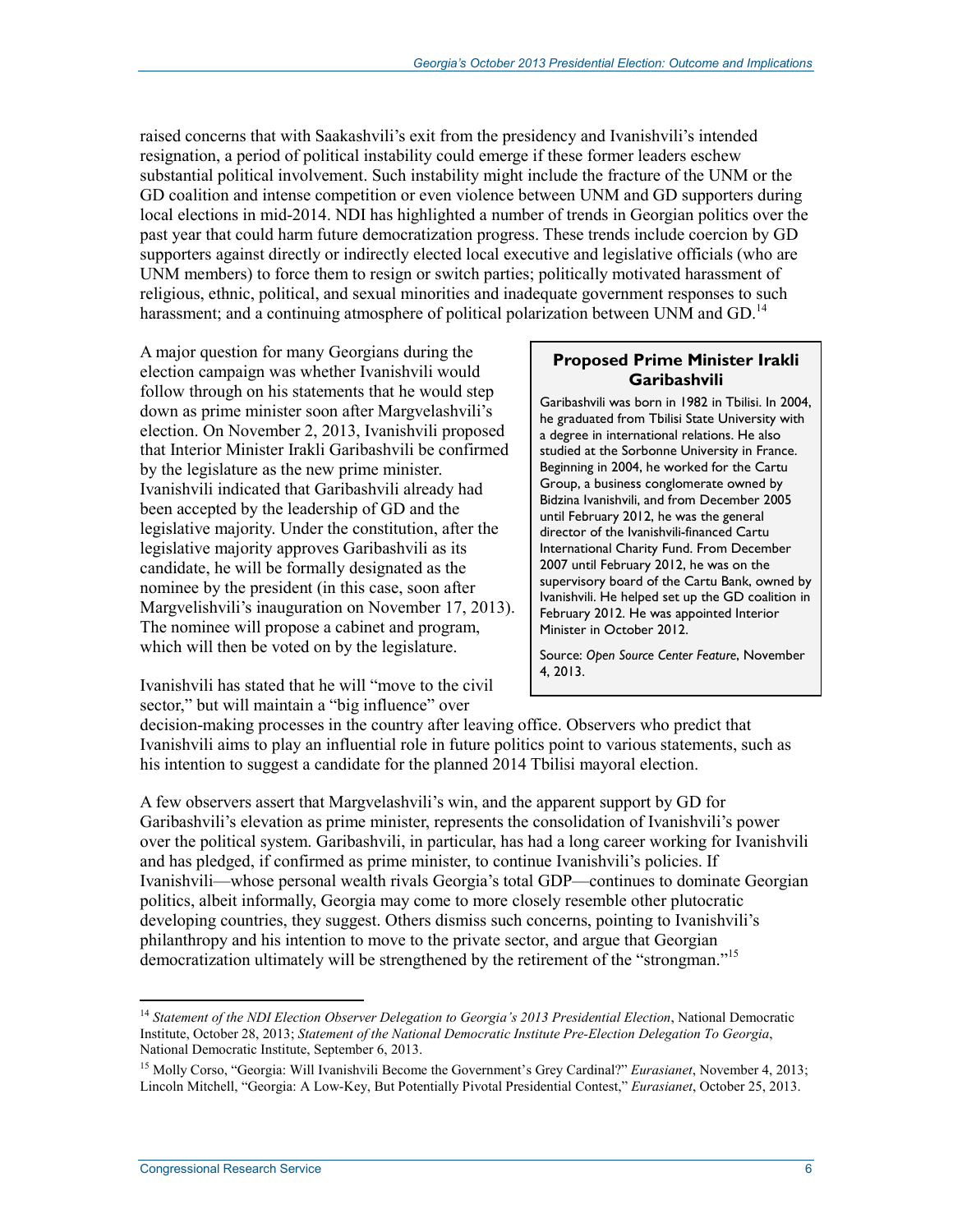raised concerns that with Saakashvili's exit from the presidency and Ivanishvili's intended resignation, a period of political instability could emerge if these former leaders eschew substantial political involvement. Such instability might include the fracture of the UNM or the GD coalition and intense competition or even violence between UNM and GD supporters during local elections in mid-2014. NDI has highlighted a number of trends in Georgian politics over the past year that could harm future democratization progress. These trends include coercion by GD supporters against directly or indirectly elected local executive and legislative officials (who are UNM members) to force them to resign or switch parties; politically motivated harassment of religious, ethnic, political, and sexual minorities and inadequate government responses to such harassment; and a continuing atmosphere of political polarization between UNM and GD.[14]

A major question for many Georgians during the election campaign was whether Ivanishvili would follow through on his statements that he would step down as prime minister soon after Margvelashvili's election. On November 2, 2013, Ivanishvili proposed that Interior Minister Irakli Garibashvili be confirmed by the legislature as the new prime minister. Ivanishvili indicated that Garibashvili already had been accepted by the leadership of GD and the legislative majority. Under the constitution, after the legislative majority approves Garibashvili as its candidate, he will be formally designated as the nominee by the president (in this case, soon after Margvelishvili's inauguration on November 17, 2013). The nominee will propose a cabinet and program, which will then be voted on by the legislature.

> **Proposed Prime Minister Irakli Garibashvili**
>
> Garibashvili was born in 1982 in Tbilisi. In 2004, he graduated from Tbilisi State University with a degree in international relations. He also studied at the Sorbonne University in France. Beginning in 2004, he worked for the Cartu Group, a business conglomerate owned by Bidzina Ivanishvili, and from December 2005 until February 2012, he was the general director of the Ivanishvili-financed Cartu International Charity Fund. From December 2007 until February 2012, he was on the supervisory board of the Cartu Bank, owned by Ivanishvili. He helped set up the GD coalition in February 2012. He was appointed Interior Minister in October 2012.
>
> Source: *Open Source Center Feature*, November 4, 2013.

Ivanishvili has stated that he will "move to the civil sector," but will maintain a "big influence" over decision-making processes in the country after leaving office. Observers who predict that Ivanishvili aims to play an influential role in future politics point to various statements, such as his intention to suggest a candidate for the planned 2014 Tbilisi mayoral election.

A few observers assert that Margvelashvili's win, and the apparent support by GD for Garibashvili's elevation as prime minister, represents the consolidation of Ivanishvili's power over the political system. Garibashvili, in particular, has had a long career working for Ivanishvili and has pledged, if confirmed as prime minister, to continue Ivanishvili's policies. If Ivanishvili—whose personal wealth rivals Georgia's total GDP—continues to dominate Georgian politics, albeit informally, Georgia may come to more closely resemble other plutocratic developing countries, they suggest. Others dismiss such concerns, pointing to Ivanishvili's philanthropy and his intention to move to the private sector, and argue that Georgian democratization ultimately will be strengthened by the retirement of the "strongman."[15]

---

[14] *Statement of the NDI Election Observer Delegation to Georgia's 2013 Presidential Election*, National Democratic Institute, October 28, 2013; *Statement of the National Democratic Institute Pre-Election Delegation To Georgia*, National Democratic Institute, September 6, 2013.

[15] Molly Corso, "Georgia: Will Ivanishvili Become the Government's Grey Cardinal?" *Eurasianet*, November 4, 2013; Lincoln Mitchell, "Georgia: A Low-Key, But Potentially Pivotal Presidential Contest," *Eurasianet*, October 25, 2013.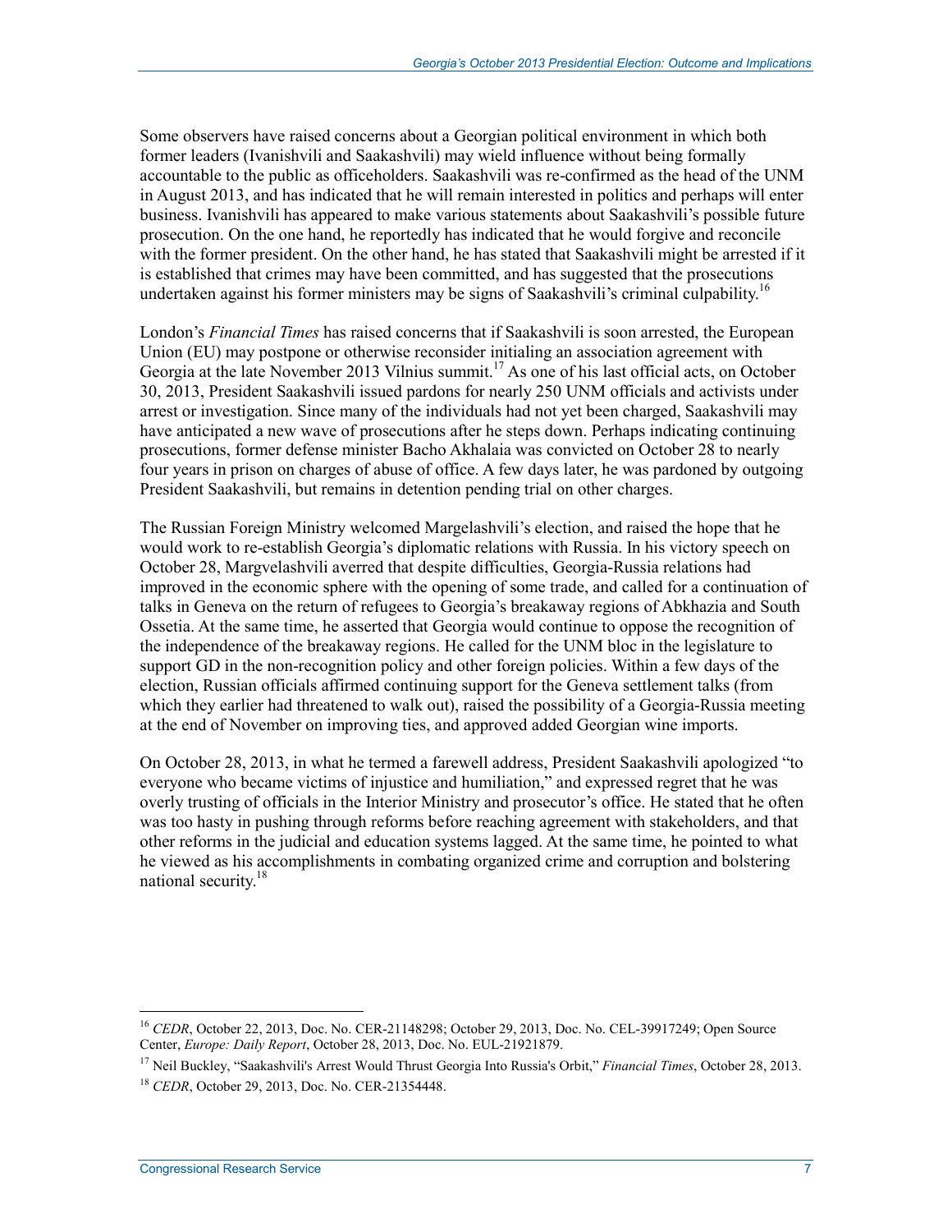Some observers have raised concerns about a Georgian political environment in which both former leaders (Ivanishvili and Saakashvili) may wield influence without being formally accountable to the public as officeholders. Saakashvili was re-confirmed as the head of the UNM in August 2013, and has indicated that he will remain interested in politics and perhaps will enter business. Ivanishvili has appeared to make various statements about Saakashvili's possible future prosecution. On the one hand, he reportedly has indicated that he would forgive and reconcile with the former president. On the other hand, he has stated that Saakashvili might be arrested if it is established that crimes may have been committed, and has suggested that the prosecutions undertaken against his former ministers may be signs of Saakashvili's criminal culpability.[16]

London's *Financial Times* has raised concerns that if Saakashvili is soon arrested, the European Union (EU) may postpone or otherwise reconsider initialing an association agreement with Georgia at the late November 2013 Vilnius summit.[17] As one of his last official acts, on October 30, 2013, President Saakashvili issued pardons for nearly 250 UNM officials and activists under arrest or investigation. Since many of the individuals had not yet been charged, Saakashvili may have anticipated a new wave of prosecutions after he steps down. Perhaps indicating continuing prosecutions, former defense minister Bacho Akhalaia was convicted on October 28 to nearly four years in prison on charges of abuse of office. A few days later, he was pardoned by outgoing President Saakashvili, but remains in detention pending trial on other charges.

The Russian Foreign Ministry welcomed Margelashvili's election, and raised the hope that he would work to re-establish Georgia's diplomatic relations with Russia. In his victory speech on October 28, Margvelashvili averred that despite difficulties, Georgia-Russia relations had improved in the economic sphere with the opening of some trade, and called for a continuation of talks in Geneva on the return of refugees to Georgia's breakaway regions of Abkhazia and South Ossetia. At the same time, he asserted that Georgia would continue to oppose the recognition of the independence of the breakaway regions. He called for the UNM bloc in the legislature to support GD in the non-recognition policy and other foreign policies. Within a few days of the election, Russian officials affirmed continuing support for the Geneva settlement talks (from which they earlier had threatened to walk out), raised the possibility of a Georgia-Russia meeting at the end of November on improving ties, and approved added Georgian wine imports.

On October 28, 2013, in what he termed a farewell address, President Saakashvili apologized "to everyone who became victims of injustice and humiliation," and expressed regret that he was overly trusting of officials in the Interior Ministry and prosecutor's office. He stated that he often was too hasty in pushing through reforms before reaching agreement with stakeholders, and that other reforms in the judicial and education systems lagged. At the same time, he pointed to what he viewed as his accomplishments in combating organized crime and corruption and bolstering national security.[18]

---

[16] *CEDR*, October 22, 2013, Doc. No. CER-21148298; October 29, 2013, Doc. No. CEL-39917249; Open Source Center, *Europe: Daily Report*, October 28, 2013, Doc. No. EUL-21921879.

[17] Neil Buckley, "Saakashvili's Arrest Would Thrust Georgia Into Russia's Orbit," *Financial Times*, October 28, 2013.

[18] *CEDR*, October 29, 2013, Doc. No. CER-21354448.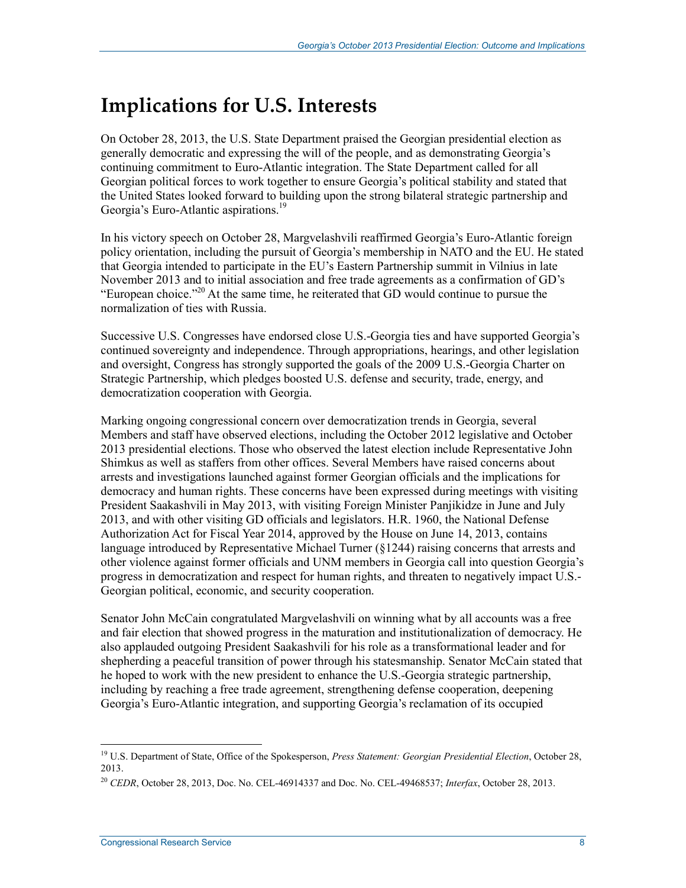# Implications for U.S. Interests

On October 28, 2013, the U.S. State Department praised the Georgian presidential election as generally democratic and expressing the will of the people, and as demonstrating Georgia's continuing commitment to Euro-Atlantic integration. The State Department called for all Georgian political forces to work together to ensure Georgia's political stability and stated that the United States looked forward to building upon the strong bilateral strategic partnership and Georgia's Euro-Atlantic aspirations.[19]

In his victory speech on October 28, Margvelashvili reaffirmed Georgia's Euro-Atlantic foreign policy orientation, including the pursuit of Georgia's membership in NATO and the EU. He stated that Georgia intended to participate in the EU's Eastern Partnership summit in Vilnius in late November 2013 and to initial association and free trade agreements as a confirmation of GD's "European choice."[20] At the same time, he reiterated that GD would continue to pursue the normalization of ties with Russia.

Successive U.S. Congresses have endorsed close U.S.-Georgia ties and have supported Georgia's continued sovereignty and independence. Through appropriations, hearings, and other legislation and oversight, Congress has strongly supported the goals of the 2009 U.S.-Georgia Charter on Strategic Partnership, which pledges boosted U.S. defense and security, trade, energy, and democratization cooperation with Georgia.

Marking ongoing congressional concern over democratization trends in Georgia, several Members and staff have observed elections, including the October 2012 legislative and October 2013 presidential elections. Those who observed the latest election include Representative John Shimkus as well as staffers from other offices. Several Members have raised concerns about arrests and investigations launched against former Georgian officials and the implications for democracy and human rights. These concerns have been expressed during meetings with visiting President Saakashvili in May 2013, with visiting Foreign Minister Panjikidze in June and July 2013, and with other visiting GD officials and legislators. H.R. 1960, the National Defense Authorization Act for Fiscal Year 2014, approved by the House on June 14, 2013, contains language introduced by Representative Michael Turner (§1244) raising concerns that arrests and other violence against former officials and UNM members in Georgia call into question Georgia's progress in democratization and respect for human rights, and threaten to negatively impact U.S.-Georgian political, economic, and security cooperation.

Senator John McCain congratulated Margvelashvili on winning what by all accounts was a free and fair election that showed progress in the maturation and institutionalization of democracy. He also applauded outgoing President Saakashvili for his role as a transformational leader and for shepherding a peaceful transition of power through his statesmanship. Senator McCain stated that he hoped to work with the new president to enhance the U.S.-Georgia strategic partnership, including by reaching a free trade agreement, strengthening defense cooperation, deepening Georgia's Euro-Atlantic integration, and supporting Georgia's reclamation of its occupied

[19] U.S. Department of State, Office of the Spokesperson, *Press Statement: Georgian Presidential Election*, October 28, 2013.

[20] *CEDR*, October 28, 2013, Doc. No. CEL-46914337 and Doc. No. CEL-49468537; *Interfax*, October 28, 2013.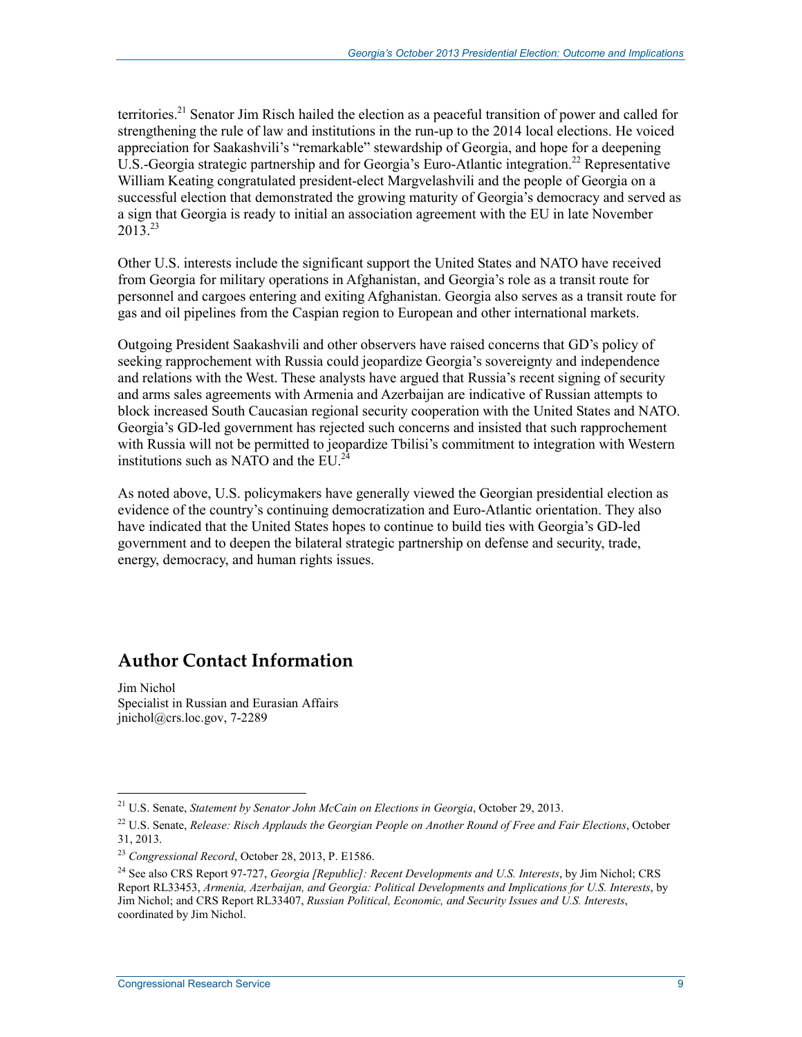territories.[21] Senator Jim Risch hailed the election as a peaceful transition of power and called for strengthening the rule of law and institutions in the run-up to the 2014 local elections. He voiced appreciation for Saakashvili's "remarkable" stewardship of Georgia, and hope for a deepening U.S.-Georgia strategic partnership and for Georgia's Euro-Atlantic integration.[22] Representative William Keating congratulated president-elect Margvelashvili and the people of Georgia on a successful election that demonstrated the growing maturity of Georgia's democracy and served as a sign that Georgia is ready to initial an association agreement with the EU in late November 2013.[23]

Other U.S. interests include the significant support the United States and NATO have received from Georgia for military operations in Afghanistan, and Georgia's role as a transit route for personnel and cargoes entering and exiting Afghanistan. Georgia also serves as a transit route for gas and oil pipelines from the Caspian region to European and other international markets.

Outgoing President Saakashvili and other observers have raised concerns that GD's policy of seeking rapprochement with Russia could jeopardize Georgia's sovereignty and independence and relations with the West. These analysts have argued that Russia's recent signing of security and arms sales agreements with Armenia and Azerbaijan are indicative of Russian attempts to block increased South Caucasian regional security cooperation with the United States and NATO. Georgia's GD-led government has rejected such concerns and insisted that such rapprochement with Russia will not be permitted to jeopardize Tbilisi's commitment to integration with Western institutions such as NATO and the EU.[24]

As noted above, U.S. policymakers have generally viewed the Georgian presidential election as evidence of the country's continuing democratization and Euro-Atlantic orientation. They also have indicated that the United States hopes to continue to build ties with Georgia's GD-led government and to deepen the bilateral strategic partnership on defense and security, trade, energy, democracy, and human rights issues.

## Author Contact Information

Jim Nichol
Specialist in Russian and Eurasian Affairs
jnichol@crs.loc.gov, 7-2289

---

[21] U.S. Senate, *Statement by Senator John McCain on Elections in Georgia*, October 29, 2013.

[22] U.S. Senate, *Release: Risch Applauds the Georgian People on Another Round of Free and Fair Elections*, October 31, 2013.

[23] *Congressional Record*, October 28, 2013, P. E1586.

[24] See also CRS Report 97-727, *Georgia [Republic]: Recent Developments and U.S. Interests*, by Jim Nichol; CRS Report RL33453, *Armenia, Azerbaijan, and Georgia: Political Developments and Implications for U.S. Interests*, by Jim Nichol; and CRS Report RL33407, *Russian Political, Economic, and Security Issues and U.S. Interests*, coordinated by Jim Nichol.